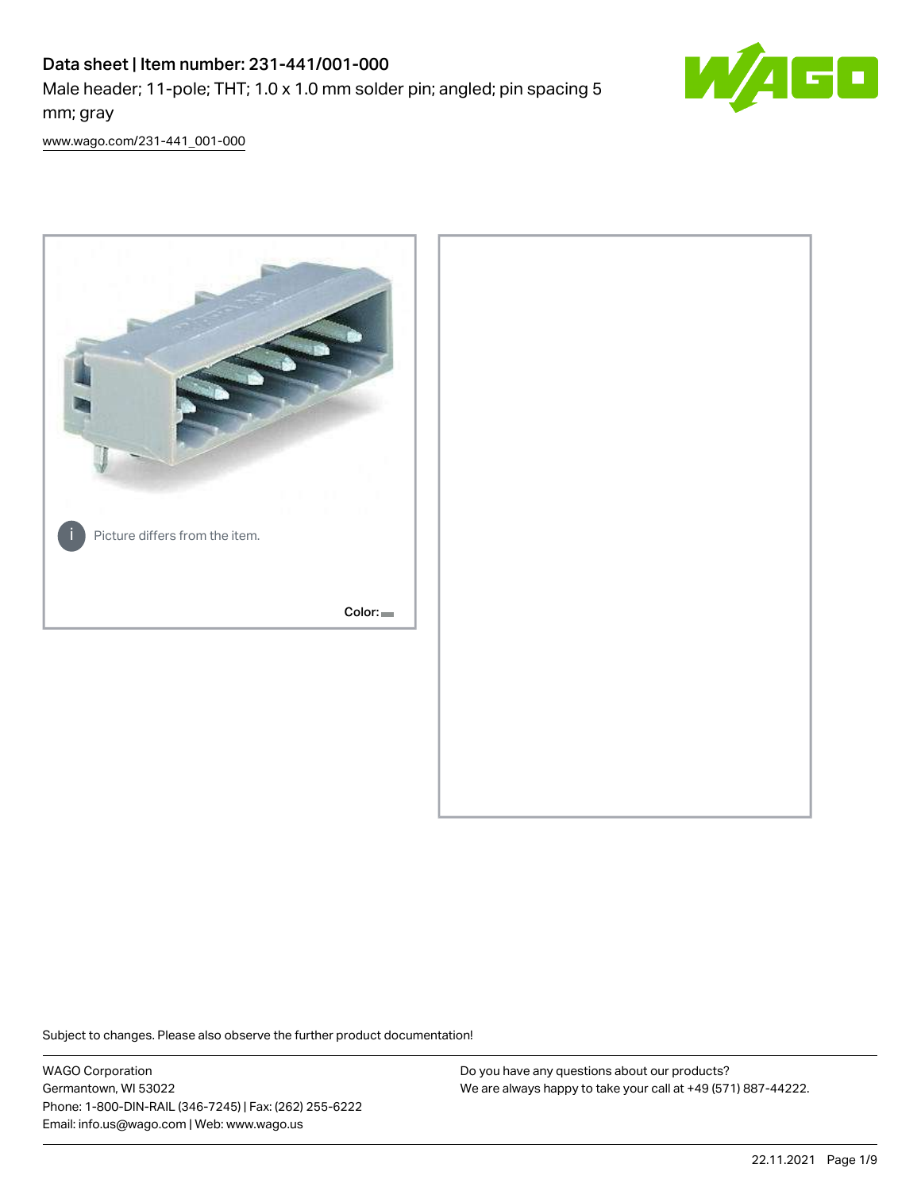# Data sheet | Item number: 231-441/001-000

Male header; 11-pole; THT; 1.0 x 1.0 mm solder pin; angled; pin spacing 5 mm; gray

www.wago.com/231-441_001-000

Picture differs from the item.

Color:

Subject to changes. Please also observe the further product documentation!

WAGO Corporation
Germantown, WI 53022
Phone: 1-800-DIN-RAIL (346-7245) | Fax: (262) 255-6222
Email: info.us@wago.com | Web: www.wago.us

Do you have any questions about our products?
We are always happy to take your call at +49 (571) 887-44222.

22.11.2021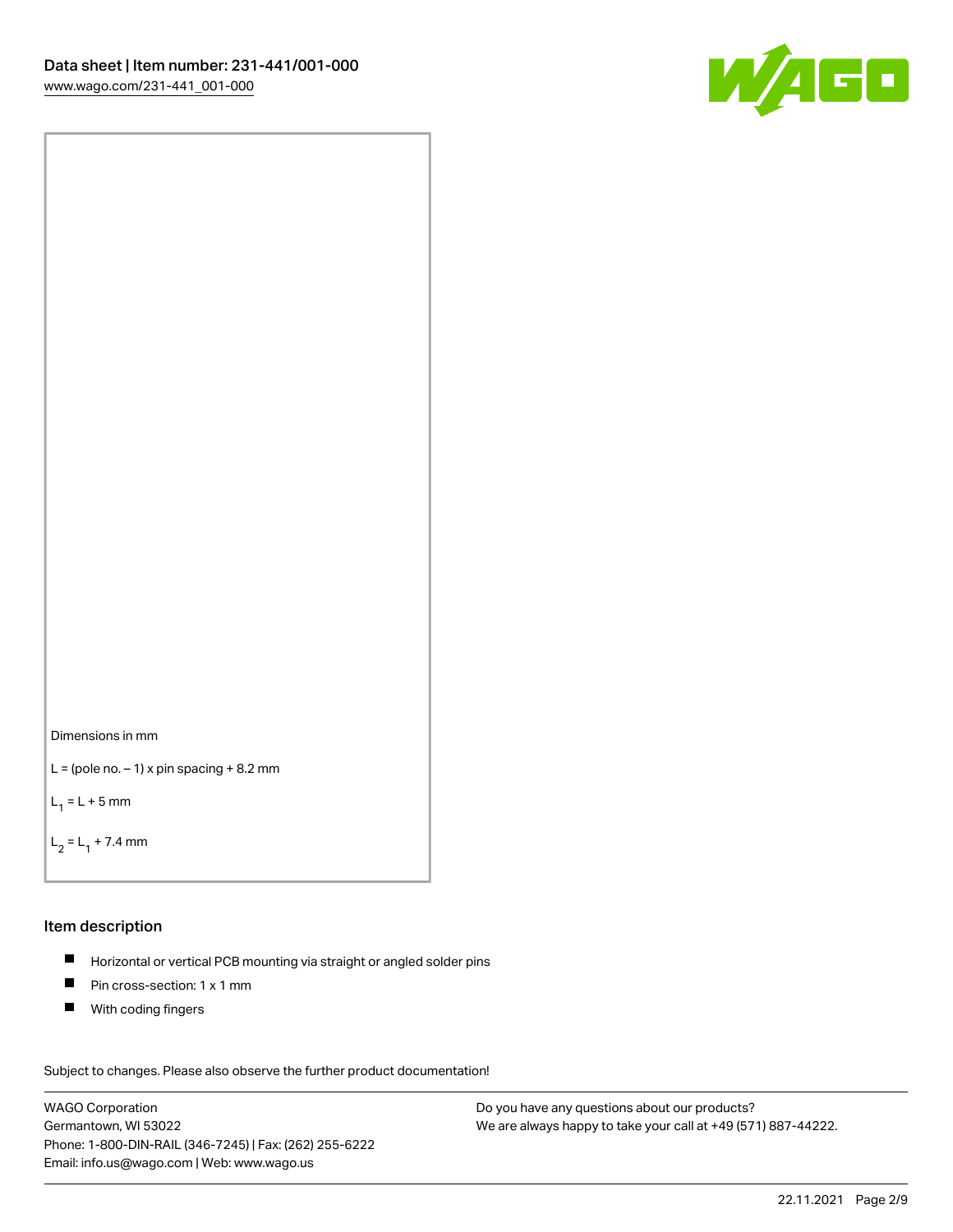Dimensions in mm

$L$ = (pole no. – 1) x pin spacing + 8.2 mm

$L_1 = L + 5$ mm

$L_2 = L_1 + 7.4$ mm

## Item description

- Horizontal or vertical PCB mounting via straight or angled solder pins
- Pin cross-section: 1 x 1 mm
- With coding fingers

Subject to changes. Please also observe the further product documentation!

WAGO Corporation
Germantown, WI 53022
Phone: 1-800-DIN-RAIL (346-7245) | Fax: (262) 255-6222
Email: info.us@wago.com | Web: www.wago.us

Do you have any questions about our products?
We are always happy to take your call at +49 (571) 887-44222.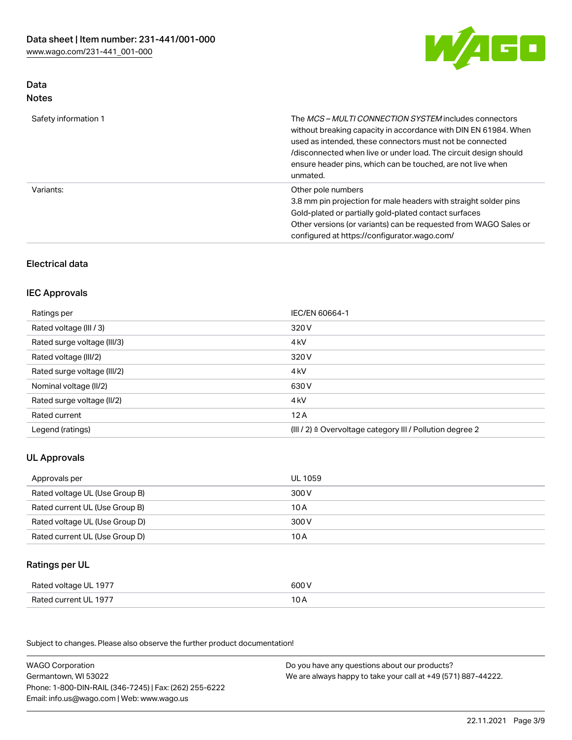## Data

### Notes

| | |
|---|---|
| Safety information 1 | The *MCS – MULTI CONNECTION SYSTEM* includes connectors without breaking capacity in accordance with DIN EN 61984. When used as intended, these connectors must not be connected /disconnected when live or under load. The circuit design should ensure header pins, which can be touched, are not live when unmated. |
| Variants: | Other pole numbers<br>3.8 mm pin projection for male headers with straight solder pins<br>Gold-plated or partially gold-plated contact surfaces<br>Other versions (or variants) can be requested from WAGO Sales or configured at https://configurator.wago.com/ |

## Electrical data

### IEC Approvals

| | |
|---|---|
| Ratings per | IEC/EN 60664-1 |
| Rated voltage (III / 3) | 320 V |
| Rated surge voltage (III/3) | 4 kV |
| Rated voltage (III/2) | 320 V |
| Rated surge voltage (III/2) | 4 kV |
| Nominal voltage (II/2) | 630 V |
| Rated surge voltage (II/2) | 4 kV |
| Rated current | 12 A |
| Legend (ratings) | (III / 2) ≙ Overvoltage category III / Pollution degree 2 |

### UL Approvals

| | |
|---|---|
| Approvals per | UL 1059 |
| Rated voltage UL (Use Group B) | 300 V |
| Rated current UL (Use Group B) | 10 A |
| Rated voltage UL (Use Group D) | 300 V |
| Rated current UL (Use Group D) | 10 A |

### Ratings per UL

| | |
|---|---|
| Rated voltage UL 1977 | 600 V |
| Rated current UL 1977 | 10 A |

Subject to changes. Please also observe the further product documentation!

WAGO Corporation
Germantown, WI 53022
Phone: 1-800-DIN-RAIL (346-7245) | Fax: (262) 255-6222
Email: info.us@wago.com | Web: www.wago.us

Do you have any questions about our products?
We are always happy to take your call at +49 (571) 887-44222.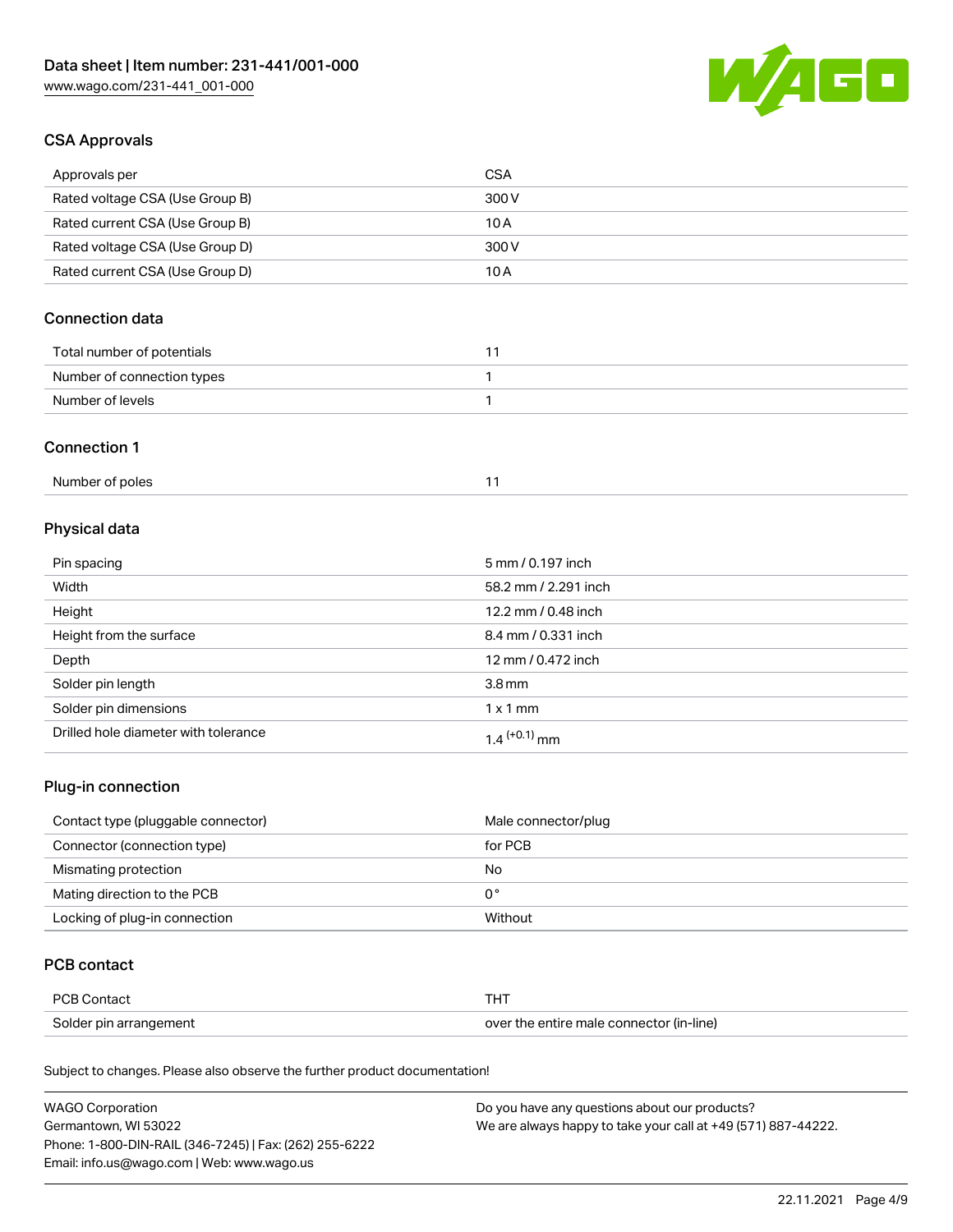## CSA Approvals

| | |
|---|---|
| Approvals per | CSA |
| Rated voltage CSA (Use Group B) | 300 V |
| Rated current CSA (Use Group B) | 10 A |
| Rated voltage CSA (Use Group D) | 300 V |
| Rated current CSA (Use Group D) | 10 A |

## Connection data

| | |
|---|---|
| Total number of potentials | 11 |
| Number of connection types | 1 |
| Number of levels | 1 |

## Connection 1

| | |
|---|---|
| Number of poles | 11 |

## Physical data

| | |
|---|---|
| Pin spacing | 5 mm / 0.197 inch |
| Width | 58.2 mm / 2.291 inch |
| Height | 12.2 mm / 0.48 inch |
| Height from the surface | 8.4 mm / 0.331 inch |
| Depth | 12 mm / 0.472 inch |
| Solder pin length | 3.8 mm |
| Solder pin dimensions | 1 x 1 mm |
| Drilled hole diameter with tolerance | $1.4^{(+0.1)}$ mm |

## Plug-in connection

| | |
|---|---|
| Contact type (pluggable connector) | Male connector/plug |
| Connector (connection type) | for PCB |
| Mismating protection | No |
| Mating direction to the PCB | 0° |
| Locking of plug-in connection | Without |

## PCB contact

| | |
|---|---|
| PCB Contact | THT |
| Solder pin arrangement | over the entire male connector (in-line) |

Subject to changes. Please also observe the further product documentation!

WAGO Corporation
Germantown, WI 53022
Phone: 1-800-DIN-RAIL (346-7245) | Fax: (262) 255-6222
Email: info.us@wago.com | Web: www.wago.us

Do you have any questions about our products?
We are always happy to take your call at +49 (571) 887-44222.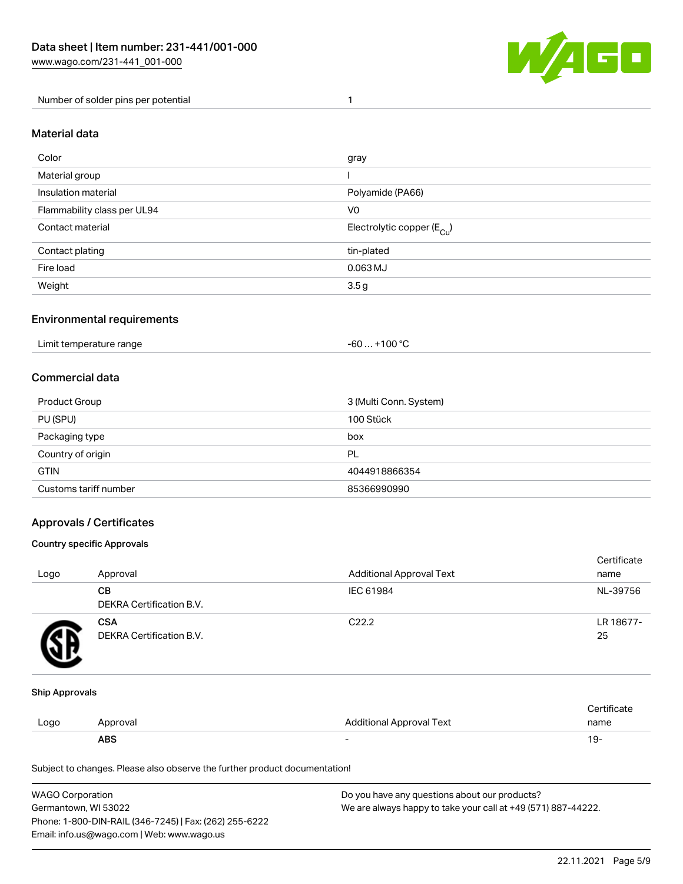| Number of solder pins per potential | 1 |
| --- | --- |

## Material data

| Color | gray |
| --- | --- |
| Material group | I |
| Insulation material | Polyamide (PA66) |
| Flammability class per UL94 | V0 |
| Contact material | Electrolytic copper ($E_{Cu}$) |
| Contact plating | tin-plated |
| Fire load | 0.063 MJ |
| Weight | 3.5 g |

## Environmental requirements

| Limit temperature range | -60 … +100 °C |
| --- | --- |

## Commercial data

| Product Group | 3 (Multi Conn. System) |
| --- | --- |
| PU (SPU) | 100 Stück |
| Packaging type | box |
| Country of origin | PL |
| GTIN | 4044918866354 |
| Customs tariff number | 85366990990 |

## Approvals / Certificates

### Country specific Approvals

| Logo | Approval | Additional Approval Text | Certificate name |
| --- | --- | --- | --- |
| | **CB**<br>DEKRA Certification B.V. | IEC 61984 | NL-39756 |
| | **CSA**<br>DEKRA Certification B.V. | C22.2 | LR 18677-25 |

### Ship Approvals

| Logo | Approval | Additional Approval Text | Certificate name |
| --- | --- | --- | --- |
| | **ABS** | - | 19- |

Subject to changes. Please also observe the further product documentation!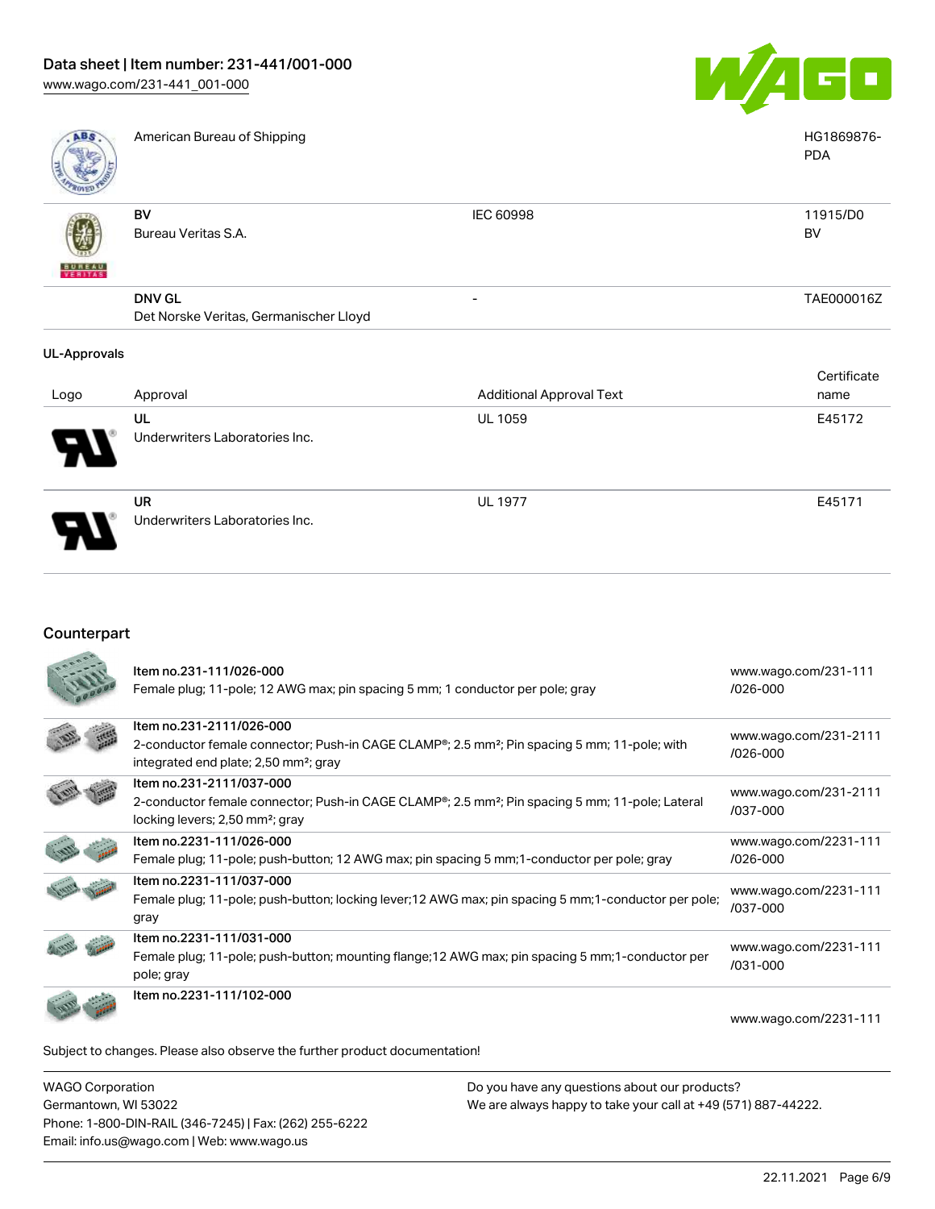| | | | |
|---|---|---|---|
| | American Bureau of Shipping | | HG1869876-PDA |
| | BV<br>Bureau Veritas S.A. | IEC 60998 | 11915/D0<br>BV |
| | DNV GL<br>Det Norske Veritas, Germanischer Lloyd | - | TAE000016Z |

### UL-Approvals

| Logo | Approval | Additional Approval Text | Certificate name |
|---|---|---|---|
| | UL<br>Underwriters Laboratories Inc. | UL 1059 | E45172 |
| | UR<br>Underwriters Laboratories Inc. | UL 1977 | E45171 |

## Counterpart

| | | |
|---|---|---|
| | Item no.231-111/026-000<br>Female plug; 11-pole; 12 AWG max; pin spacing 5 mm; 1 conductor per pole; gray | www.wago.com/231-111/026-000 |
| | Item no.231-2111/026-000<br>2-conductor female connector; Push-in CAGE CLAMP®; 2.5 mm²; Pin spacing 5 mm; 11-pole; with integrated end plate; 2,50 mm²; gray | www.wago.com/231-2111/026-000 |
| | Item no.231-2111/037-000<br>2-conductor female connector; Push-in CAGE CLAMP®; 2.5 mm²; Pin spacing 5 mm; 11-pole; Lateral locking levers; 2,50 mm²; gray | www.wago.com/231-2111/037-000 |
| | Item no.2231-111/026-000<br>Female plug; 11-pole; push-button; 12 AWG max; pin spacing 5 mm;1-conductor per pole; gray | www.wago.com/2231-111/026-000 |
| | Item no.2231-111/037-000<br>Female plug; 11-pole; push-button; locking lever;12 AWG max; pin spacing 5 mm;1-conductor per pole; gray | www.wago.com/2231-111/037-000 |
| | Item no.2231-111/031-000<br>Female plug; 11-pole; push-button; mounting flange;12 AWG max; pin spacing 5 mm;1-conductor per pole; gray | www.wago.com/2231-111/031-000 |
| | Item no.2231-111/102-000 | www.wago.com/2231-111 |

Subject to changes. Please also observe the further product documentation!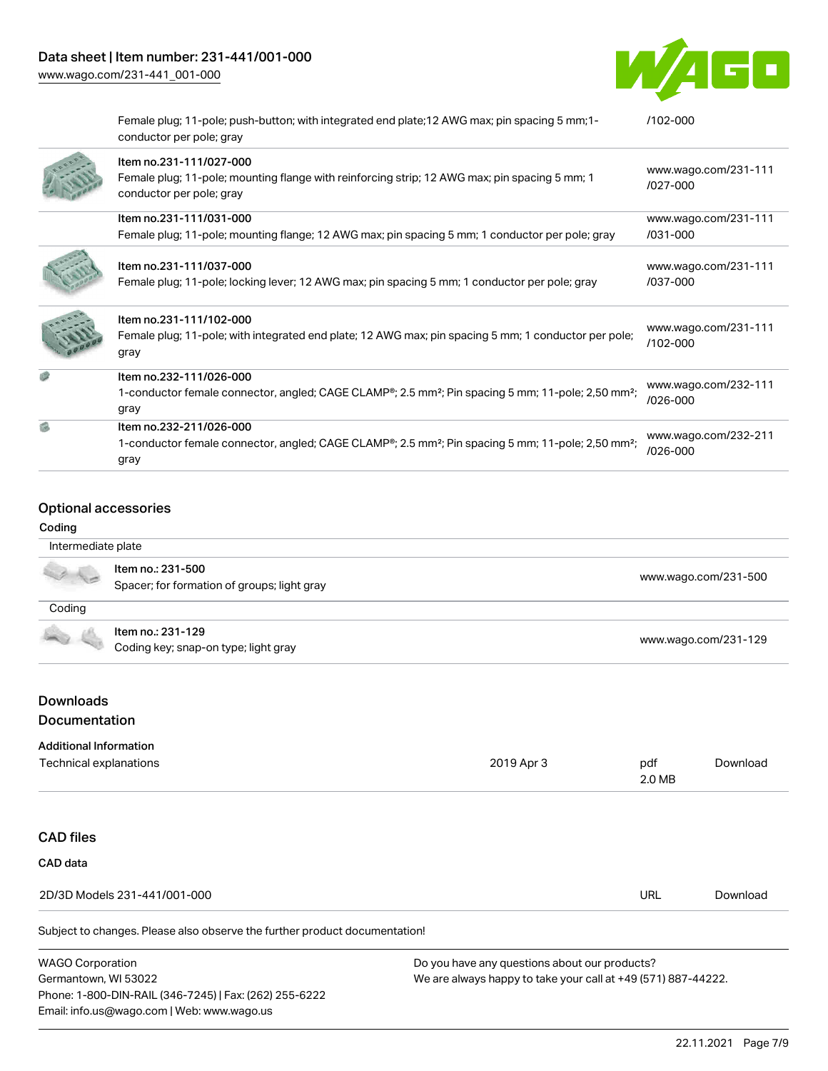| | | |
|---|---|---|
| | Female plug; 11-pole; push-button; with integrated end plate;12 AWG max; pin spacing 5 mm;1-conductor per pole; gray | /102-000 |
| | Item no.231-111/027-000<br>Female plug; 11-pole; mounting flange with reinforcing strip; 12 AWG max; pin spacing 5 mm; 1 conductor per pole; gray | www.wago.com/231-111/027-000 |
| | Item no.231-111/031-000<br>Female plug; 11-pole; mounting flange; 12 AWG max; pin spacing 5 mm; 1 conductor per pole; gray | www.wago.com/231-111/031-000 |
| | Item no.231-111/037-000<br>Female plug; 11-pole; locking lever; 12 AWG max; pin spacing 5 mm; 1 conductor per pole; gray | www.wago.com/231-111/037-000 |
| | Item no.231-111/102-000<br>Female plug; 11-pole; with integrated end plate; 12 AWG max; pin spacing 5 mm; 1 conductor per pole; gray | www.wago.com/231-111/102-000 |
| | Item no.232-111/026-000<br>1-conductor female connector, angled; CAGE CLAMP®; 2.5 mm²; Pin spacing 5 mm; 11-pole; 2,50 mm²; gray | www.wago.com/232-111/026-000 |
| | Item no.232-211/026-000<br>1-conductor female connector, angled; CAGE CLAMP®; 2.5 mm²; Pin spacing 5 mm; 11-pole; 2,50 mm²; gray | www.wago.com/232-211/026-000 |

## Optional accessories

### Coding

| Intermediate plate | | |
|---|---|---|
| | Item no.: 231-500<br>Spacer; for formation of groups; light gray | www.wago.com/231-500 |

| Coding | | |
|---|---|---|
| | Item no.: 231-129<br>Coding key; snap-on type; light gray | www.wago.com/231-129 |

## Downloads

## Documentation

### Additional Information

| | | | |
|---|---|---|---|
| Technical explanations | 2019 Apr 3 | pdf<br>2.0 MB | Download |

## CAD files

### CAD data

| | | |
|---|---|---|
| 2D/3D Models 231-441/001-000 | URL | Download |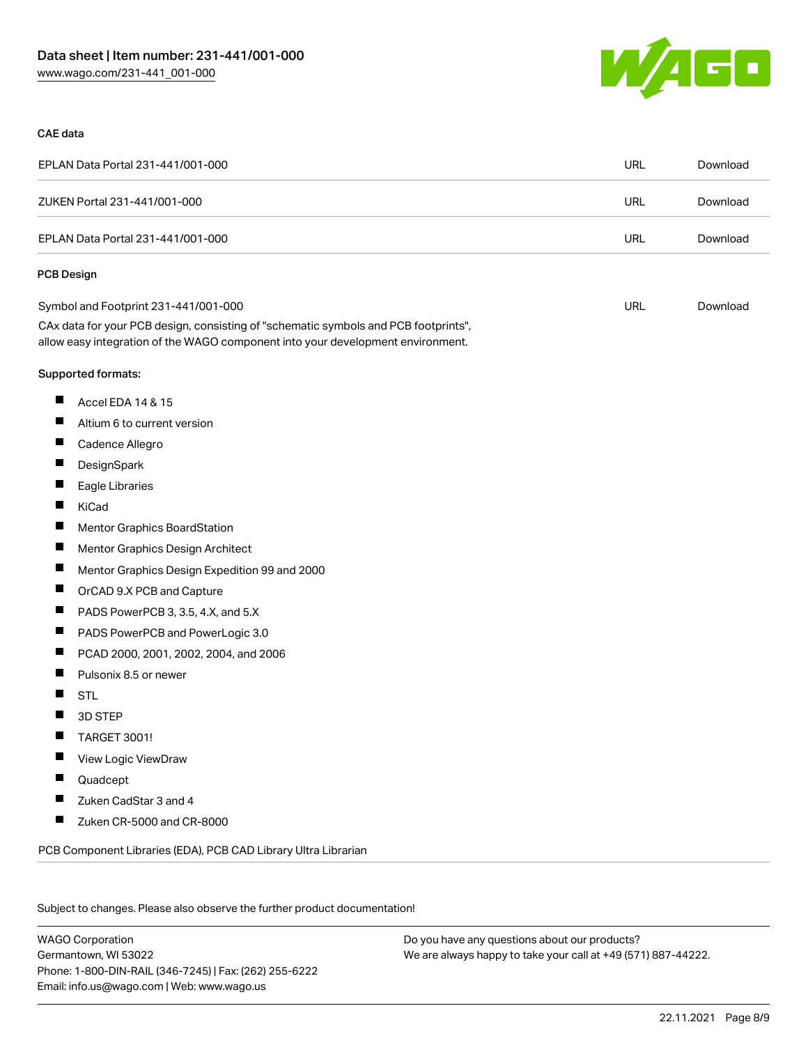### CAE data

| | | |
|---|---|---|
| EPLAN Data Portal 231-441/001-000 | URL | Download |
| ZUKEN Portal 231-441/001-000 | URL | Download |
| EPLAN Data Portal 231-441/001-000 | URL | Download |

### PCB Design

| | | |
|---|---|---|
| Symbol and Footprint 231-441/001-000 | URL | Download |

CAx data for your PCB design, consisting of "schematic symbols and PCB footprints", allow easy integration of the WAGO component into your development environment.

Supported formats:

- Accel EDA 14 & 15
- Altium 6 to current version
- Cadence Allegro
- DesignSpark
- Eagle Libraries
- KiCad
- Mentor Graphics BoardStation
- Mentor Graphics Design Architect
- Mentor Graphics Design Expedition 99 and 2000
- OrCAD 9.X PCB and Capture
- PADS PowerPCB 3, 3.5, 4.X, and 5.X
- PADS PowerPCB and PowerLogic 3.0
- PCAD 2000, 2001, 2002, 2004, and 2006
- Pulsonix 8.5 or newer
- STL
- 3D STEP
- TARGET 3001!
- View Logic ViewDraw
- Quadcept
- Zuken CadStar 3 and 4
- Zuken CR-5000 and CR-8000

PCB Component Libraries (EDA), PCB CAD Library Ultra Librarian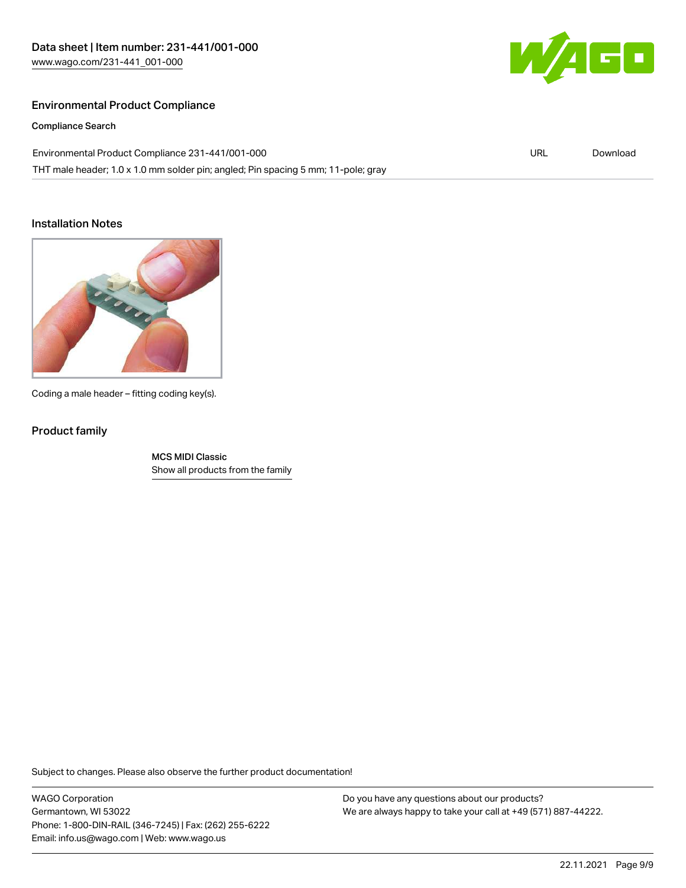## Environmental Product Compliance

### Compliance Search

| | | |
|---|---|---|
| Environmental Product Compliance 231-441/001-000<br>THT male header; 1.0 x 1.0 mm solder pin; angled; Pin spacing 5 mm; 11-pole; gray | URL | Download |

## Installation Notes

Coding a male header – fitting coding key(s).

## Product family

MCS MIDI Classic
Show all products from the family

Subject to changes. Please also observe the further product documentation!

WAGO Corporation
Germantown, WI 53022
Phone: 1-800-DIN-RAIL (346-7245) | Fax: (262) 255-6222
Email: info.us@wago.com | Web: www.wago.us

Do you have any questions about our products?
We are always happy to take your call at +49 (571) 887-44222.